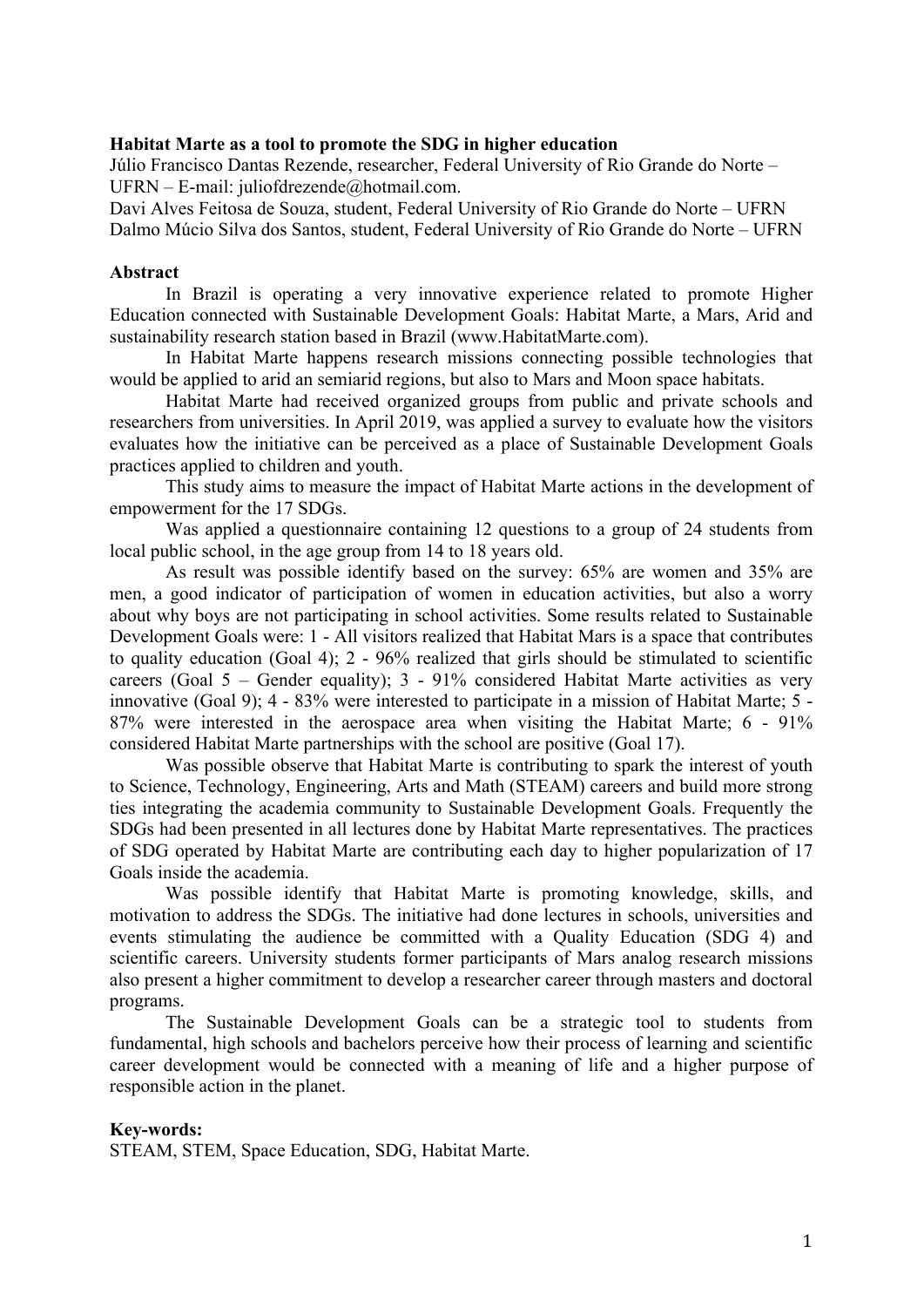**Habitat Marte as a tool to promote the SDG in higher education**

Júlio Francisco Dantas Rezende, researcher, Federal University of Rio Grande do Norte – UFRN – E-mail: juliofdrezende@hotmail.com.

Davi Alves Feitosa de Souza, student, Federal University of Rio Grande do Norte – UFRN

Dalmo Múcio Silva dos Santos, student, Federal University of Rio Grande do Norte – UFRN

**Abstract**

In Brazil is operating a very innovative experience related to promote Higher Education connected with Sustainable Development Goals: Habitat Marte, a Mars, Arid and sustainability research station based in Brazil (www.HabitatMarte.com).

In Habitat Marte happens research missions connecting possible technologies that would be applied to arid an semiarid regions, but also to Mars and Moon space habitats.

Habitat Marte had received organized groups from public and private schools and researchers from universities. In April 2019, was applied a survey to evaluate how the visitors evaluates how the initiative can be perceived as a place of Sustainable Development Goals practices applied to children and youth.

This study aims to measure the impact of Habitat Marte actions in the development of empowerment for the 17 SDGs.

Was applied a questionnaire containing 12 questions to a group of 24 students from local public school, in the age group from 14 to 18 years old.

As result was possible identify based on the survey: 65% are women and 35% are men, a good indicator of participation of women in education activities, but also a worry about why boys are not participating in school activities. Some results related to Sustainable Development Goals were: 1 - All visitors realized that Habitat Mars is a space that contributes to quality education (Goal 4); 2 - 96% realized that girls should be stimulated to scientific careers (Goal 5 – Gender equality); 3 - 91% considered Habitat Marte activities as very innovative (Goal 9); 4 - 83% were interested to participate in a mission of Habitat Marte; 5 - 87% were interested in the aerospace area when visiting the Habitat Marte; 6 - 91% considered Habitat Marte partnerships with the school are positive (Goal 17).

Was possible observe that Habitat Marte is contributing to spark the interest of youth to Science, Technology, Engineering, Arts and Math (STEAM) careers and build more strong ties integrating the academia community to Sustainable Development Goals. Frequently the SDGs had been presented in all lectures done by Habitat Marte representatives. The practices of SDG operated by Habitat Marte are contributing each day to higher popularization of 17 Goals inside the academia.

Was possible identify that Habitat Marte is promoting knowledge, skills, and motivation to address the SDGs. The initiative had done lectures in schools, universities and events stimulating the audience be committed with a Quality Education (SDG 4) and scientific careers. University students former participants of Mars analog research missions also present a higher commitment to develop a researcher career through masters and doctoral programs.

The Sustainable Development Goals can be a strategic tool to students from fundamental, high schools and bachelors perceive how their process of learning and scientific career development would be connected with a meaning of life and a higher purpose of responsible action in the planet.

**Key-words:**

STEAM, STEM, Space Education, SDG, Habitat Marte.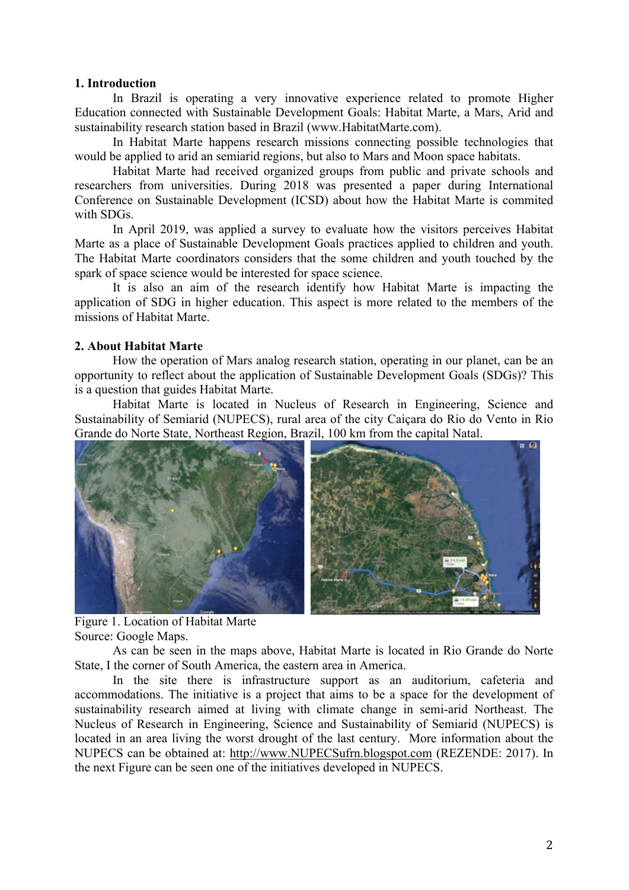## 1. Introduction

In Brazil is operating a very innovative experience related to promote Higher Education connected with Sustainable Development Goals: Habitat Marte, a Mars, Arid and sustainability research station based in Brazil (www.HabitatMarte.com).

In Habitat Marte happens research missions connecting possible technologies that would be applied to arid an semiarid regions, but also to Mars and Moon space habitats.

Habitat Marte had received organized groups from public and private schools and researchers from universities. During 2018 was presented a paper during International Conference on Sustainable Development (ICSD) about how the Habitat Marte is commited with SDGs.

In April 2019, was applied a survey to evaluate how the visitors perceives Habitat Marte as a place of Sustainable Development Goals practices applied to children and youth. The Habitat Marte coordinators considers that the some children and youth touched by the spark of space science would be interested for space science.

It is also an aim of the research identify how Habitat Marte is impacting the application of SDG in higher education. This aspect is more related to the members of the missions of Habitat Marte.

## 2. About Habitat Marte

How the operation of Mars analog research station, operating in our planet, can be an opportunity to reflect about the application of Sustainable Development Goals (SDGs)? This is a question that guides Habitat Marte.

Habitat Marte is located in Nucleus of Research in Engineering, Science and Sustainability of Semiarid (NUPECS), rural area of the city Caiçara do Rio do Vento in Rio Grande do Norte State, Northeast Region, Brazil, 100 km from the capital Natal.

Figure 1. Location of Habitat Marte
Source: Google Maps.

As can be seen in the maps above, Habitat Marte is located in Rio Grande do Norte State, I the corner of South America, the eastern area in America.

In the site there is infrastructure support as an auditorium, cafeteria and accommodations. The initiative is a project that aims to be a space for the development of sustainability research aimed at living with climate change in semi-arid Northeast. The Nucleus of Research in Engineering, Science and Sustainability of Semiarid (NUPECS) is located in an area living the worst drought of the last century. More information about the NUPECS can be obtained at: http://www.NUPECSufrn.blogspot.com (REZENDE: 2017). In the next Figure can be seen one of the initiatives developed in NUPECS.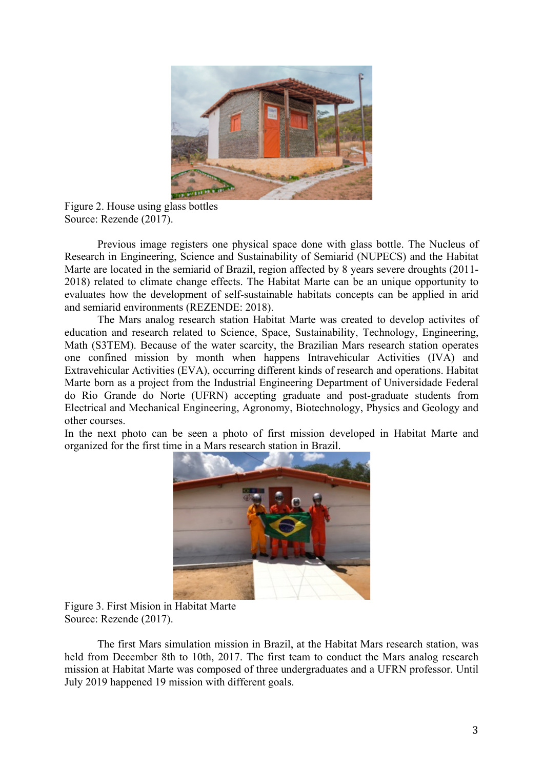Figure 2. House using glass bottles
Source: Rezende (2017).

Previous image registers one physical space done with glass bottle. The Nucleus of Research in Engineering, Science and Sustainability of Semiarid (NUPECS) and the Habitat Marte are located in the semiarid of Brazil, region affected by 8 years severe droughts (2011-2018) related to climate change effects. The Habitat Marte can be an unique opportunity to evaluates how the development of self-sustainable habitats concepts can be applied in arid and semiarid environments (REZENDE: 2018).

The Mars analog research station Habitat Marte was created to develop activites of education and research related to Science, Space, Sustainability, Technology, Engineering, Math (S3TEM). Because of the water scarcity, the Brazilian Mars research station operates one confined mission by month when happens Intravehicular Activities (IVA) and Extravehicular Activities (EVA), occurring different kinds of research and operations. Habitat Marte born as a project from the Industrial Engineering Department of Universidade Federal do Rio Grande do Norte (UFRN) accepting graduate and post-graduate students from Electrical and Mechanical Engineering, Agronomy, Biotechnology, Physics and Geology and other courses.

In the next photo can be seen a photo of first mission developed in Habitat Marte and organized for the first time in a Mars research station in Brazil.

Figure 3. First Mision in Habitat Marte
Source: Rezende (2017).

The first Mars simulation mission in Brazil, at the Habitat Mars research station, was held from December 8th to 10th, 2017. The first team to conduct the Mars analog research mission at Habitat Marte was composed of three undergraduates and a UFRN professor. Until July 2019 happened 19 mission with different goals.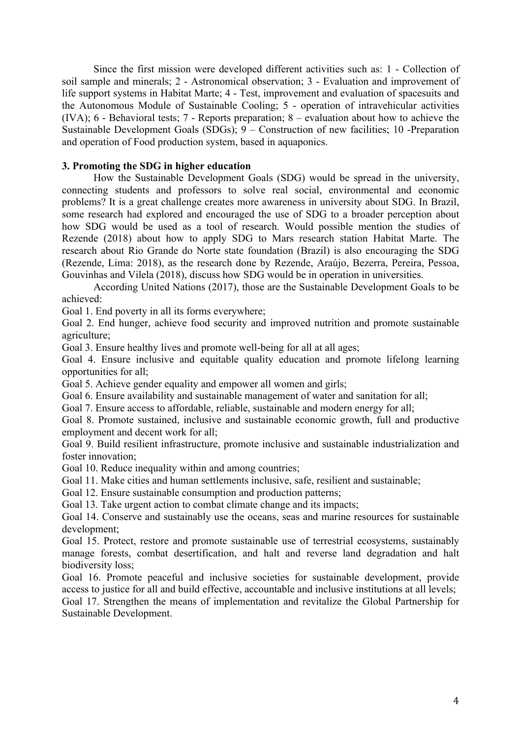Since the first mission were developed different activities such as: 1 - Collection of soil sample and minerals; 2 - Astronomical observation; 3 - Evaluation and improvement of life support systems in Habitat Marte; 4 - Test, improvement and evaluation of spacesuits and the Autonomous Module of Sustainable Cooling; 5 - operation of intravehicular activities (IVA); 6 - Behavioral tests; 7 - Reports preparation; 8 – evaluation about how to achieve the Sustainable Development Goals (SDGs); 9 – Construction of new facilities; 10 -Preparation and operation of Food production system, based in aquaponics.

### 3. Promoting the SDG in higher education

How the Sustainable Development Goals (SDG) would be spread in the university, connecting students and professors to solve real social, environmental and economic problems? It is a great challenge creates more awareness in university about SDG. In Brazil, some research had explored and encouraged the use of SDG to a broader perception about how SDG would be used as a tool of research. Would possible mention the studies of Rezende (2018) about how to apply SDG to Mars research station Habitat Marte. The research about Rio Grande do Norte state foundation (Brazil) is also encouraging the SDG (Rezende, Lima: 2018), as the research done by Rezende, Araújo, Bezerra, Pereira, Pessoa, Gouvinhas and Vilela (2018), discuss how SDG would be in operation in universities.

According United Nations (2017), those are the Sustainable Development Goals to be achieved:

Goal 1. End poverty in all its forms everywhere;

Goal 2. End hunger, achieve food security and improved nutrition and promote sustainable agriculture;

Goal 3. Ensure healthy lives and promote well-being for all at all ages;

Goal 4. Ensure inclusive and equitable quality education and promote lifelong learning opportunities for all;

Goal 5. Achieve gender equality and empower all women and girls;

Goal 6. Ensure availability and sustainable management of water and sanitation for all;

Goal 7. Ensure access to affordable, reliable, sustainable and modern energy for all;

Goal 8. Promote sustained, inclusive and sustainable economic growth, full and productive employment and decent work for all;

Goal 9. Build resilient infrastructure, promote inclusive and sustainable industrialization and foster innovation;

Goal 10. Reduce inequality within and among countries;

Goal 11. Make cities and human settlements inclusive, safe, resilient and sustainable;

Goal 12. Ensure sustainable consumption and production patterns;

Goal 13. Take urgent action to combat climate change and its impacts;

Goal 14. Conserve and sustainably use the oceans, seas and marine resources for sustainable development;

Goal 15. Protect, restore and promote sustainable use of terrestrial ecosystems, sustainably manage forests, combat desertification, and halt and reverse land degradation and halt biodiversity loss;

Goal 16. Promote peaceful and inclusive societies for sustainable development, provide access to justice for all and build effective, accountable and inclusive institutions at all levels;

Goal 17. Strengthen the means of implementation and revitalize the Global Partnership for Sustainable Development.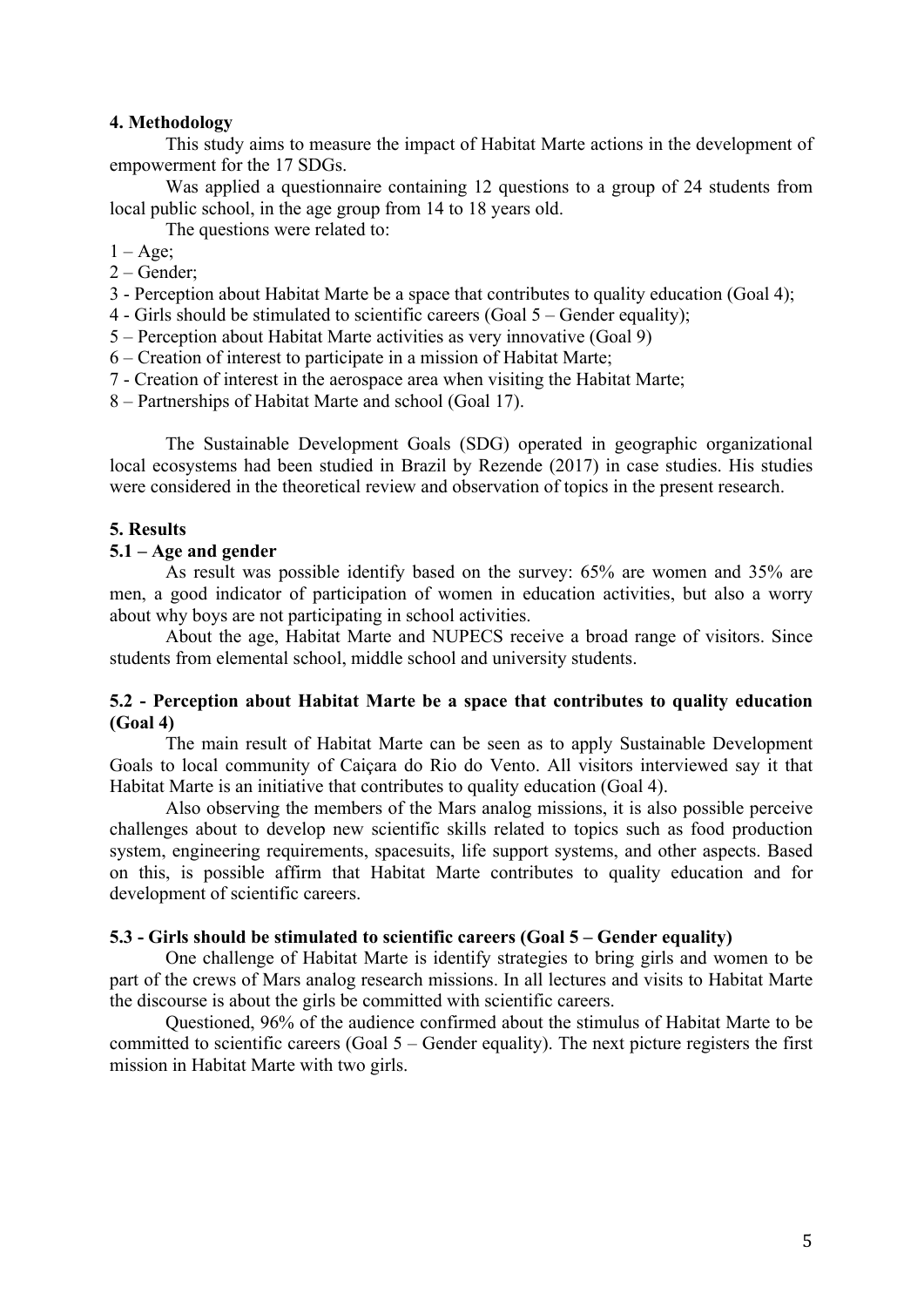## 4. Methodology

This study aims to measure the impact of Habitat Marte actions in the development of empowerment for the 17 SDGs.

Was applied a questionnaire containing 12 questions to a group of 24 students from local public school, in the age group from 14 to 18 years old.

The questions were related to:

1 – Age;
2 – Gender;
3 - Perception about Habitat Marte be a space that contributes to quality education (Goal 4);
4 - Girls should be stimulated to scientific careers (Goal 5 – Gender equality);
5 – Perception about Habitat Marte activities as very innovative (Goal 9)
6 – Creation of interest to participate in a mission of Habitat Marte;
7 - Creation of interest in the aerospace area when visiting the Habitat Marte;
8 – Partnerships of Habitat Marte and school (Goal 17).

The Sustainable Development Goals (SDG) operated in geographic organizational local ecosystems had been studied in Brazil by Rezende (2017) in case studies. His studies were considered in the theoretical review and observation of topics in the present research.

## 5. Results

### 5.1 – Age and gender

As result was possible identify based on the survey: 65% are women and 35% are men, a good indicator of participation of women in education activities, but also a worry about why boys are not participating in school activities.

About the age, Habitat Marte and NUPECS receive a broad range of visitors. Since students from elemental school, middle school and university students.

### 5.2 - Perception about Habitat Marte be a space that contributes to quality education (Goal 4)

The main result of Habitat Marte can be seen as to apply Sustainable Development Goals to local community of Caiçara do Rio do Vento. All visitors interviewed say it that Habitat Marte is an initiative that contributes to quality education (Goal 4).

Also observing the members of the Mars analog missions, it is also possible perceive challenges about to develop new scientific skills related to topics such as food production system, engineering requirements, spacesuits, life support systems, and other aspects. Based on this, is possible affirm that Habitat Marte contributes to quality education and for development of scientific careers.

### 5.3 - Girls should be stimulated to scientific careers (Goal 5 – Gender equality)

One challenge of Habitat Marte is identify strategies to bring girls and women to be part of the crews of Mars analog research missions. In all lectures and visits to Habitat Marte the discourse is about the girls be committed with scientific careers.

Questioned, 96% of the audience confirmed about the stimulus of Habitat Marte to be committed to scientific careers (Goal 5 – Gender equality). The next picture registers the first mission in Habitat Marte with two girls.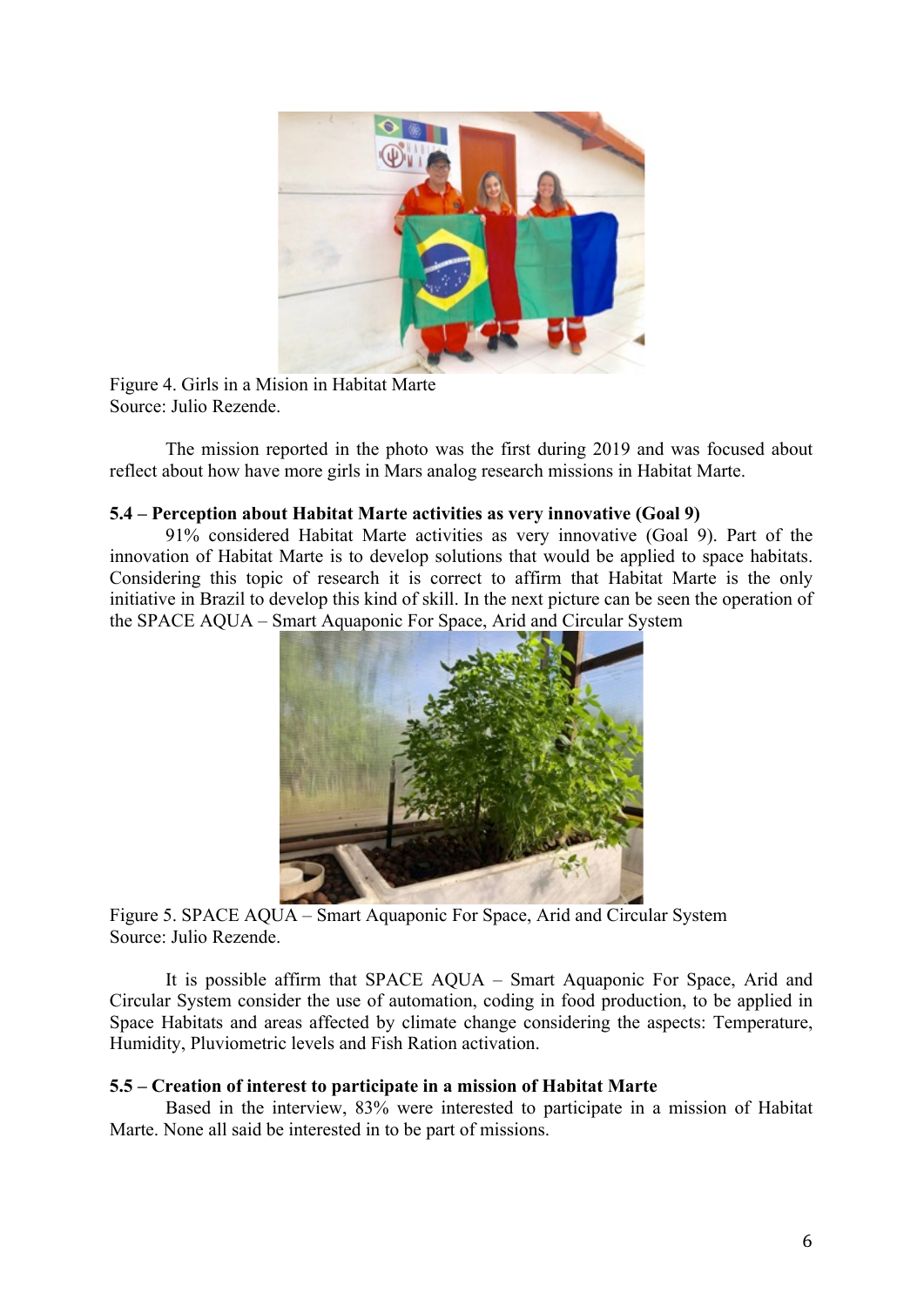Figure 4. Girls in a Mision in Habitat Marte
Source: Julio Rezende.

The mission reported in the photo was the first during 2019 and was focused about reflect about how have more girls in Mars analog research missions in Habitat Marte.

**5.4 – Perception about Habitat Marte activities as very innovative (Goal 9)**

91% considered Habitat Marte activities as very innovative (Goal 9). Part of the innovation of Habitat Marte is to develop solutions that would be applied to space habitats. Considering this topic of research it is correct to affirm that Habitat Marte is the only initiative in Brazil to develop this kind of skill. In the next picture can be seen the operation of the SPACE AQUA – Smart Aquaponic For Space, Arid and Circular System

Figure 5. SPACE AQUA – Smart Aquaponic For Space, Arid and Circular System
Source: Julio Rezende.

It is possible affirm that SPACE AQUA – Smart Aquaponic For Space, Arid and Circular System consider the use of automation, coding in food production, to be applied in Space Habitats and areas affected by climate change considering the aspects: Temperature, Humidity, Pluviometric levels and Fish Ration activation.

**5.5 – Creation of interest to participate in a mission of Habitat Marte**

Based in the interview, 83% were interested to participate in a mission of Habitat Marte. None all said be interested in to be part of missions.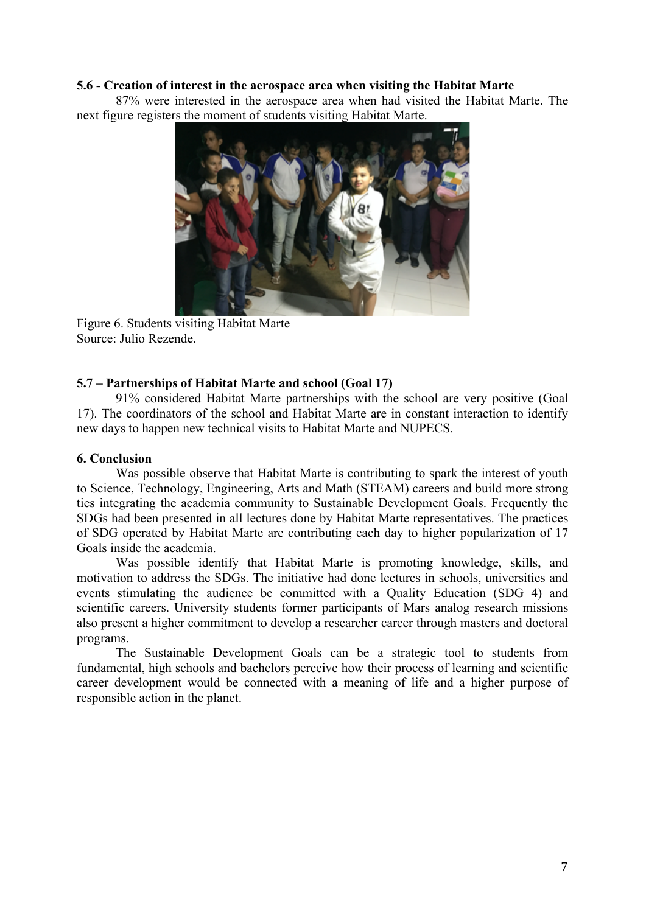### 5.6 - Creation of interest in the aerospace area when visiting the Habitat Marte

87% were interested in the aerospace area when had visited the Habitat Marte. The next figure registers the moment of students visiting Habitat Marte.

Figure 6. Students visiting Habitat Marte
Source: Julio Rezende.

### 5.7 – Partnerships of Habitat Marte and school (Goal 17)

91% considered Habitat Marte partnerships with the school are very positive (Goal 17). The coordinators of the school and Habitat Marte are in constant interaction to identify new days to happen new technical visits to Habitat Marte and NUPECS.

### 6. Conclusion

Was possible observe that Habitat Marte is contributing to spark the interest of youth to Science, Technology, Engineering, Arts and Math (STEAM) careers and build more strong ties integrating the academia community to Sustainable Development Goals. Frequently the SDGs had been presented in all lectures done by Habitat Marte representatives. The practices of SDG operated by Habitat Marte are contributing each day to higher popularization of 17 Goals inside the academia.

Was possible identify that Habitat Marte is promoting knowledge, skills, and motivation to address the SDGs. The initiative had done lectures in schools, universities and events stimulating the audience be committed with a Quality Education (SDG 4) and scientific careers. University students former participants of Mars analog research missions also present a higher commitment to develop a researcher career through masters and doctoral programs.

The Sustainable Development Goals can be a strategic tool to students from fundamental, high schools and bachelors perceive how their process of learning and scientific career development would be connected with a meaning of life and a higher purpose of responsible action in the planet.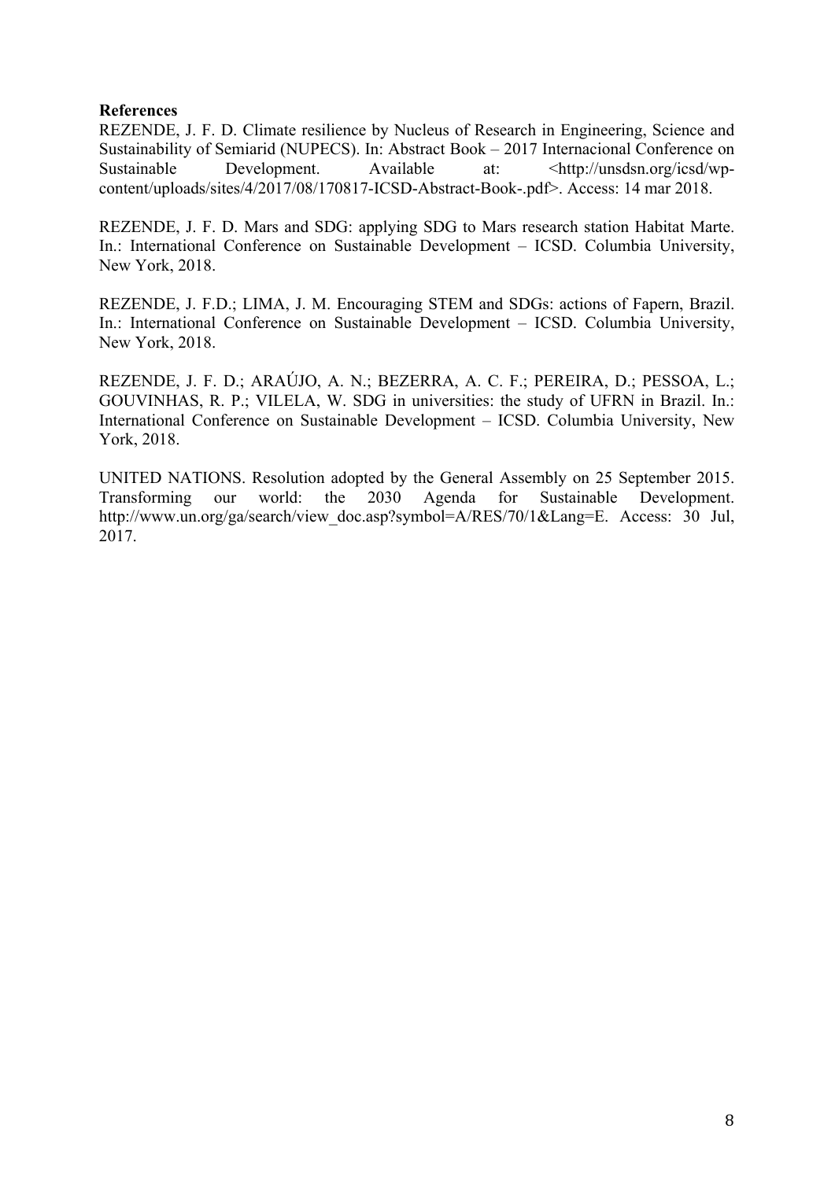**References**

REZENDE, J. F. D. Climate resilience by Nucleus of Research in Engineering, Science and Sustainability of Semiarid (NUPECS). In: Abstract Book – 2017 Internacional Conference on Sustainable Development. Available at: <http://unsdsn.org/icsd/wp-content/uploads/sites/4/2017/08/170817-ICSD-Abstract-Book-.pdf>. Access: 14 mar 2018.

REZENDE, J. F. D. Mars and SDG: applying SDG to Mars research station Habitat Marte. In.: International Conference on Sustainable Development – ICSD. Columbia University, New York, 2018.

REZENDE, J. F.D.; LIMA, J. M. Encouraging STEM and SDGs: actions of Fapern, Brazil. In.: International Conference on Sustainable Development – ICSD. Columbia University, New York, 2018.

REZENDE, J. F. D.; ARAÚJO, A. N.; BEZERRA, A. C. F.; PEREIRA, D.; PESSOA, L.; GOUVINHAS, R. P.; VILELA, W. SDG in universities: the study of UFRN in Brazil. In.: International Conference on Sustainable Development – ICSD. Columbia University, New York, 2018.

UNITED NATIONS. Resolution adopted by the General Assembly on 25 September 2015. Transforming our world: the 2030 Agenda for Sustainable Development. http://www.un.org/ga/search/view_doc.asp?symbol=A/RES/70/1&Lang=E. Access: 30 Jul, 2017.